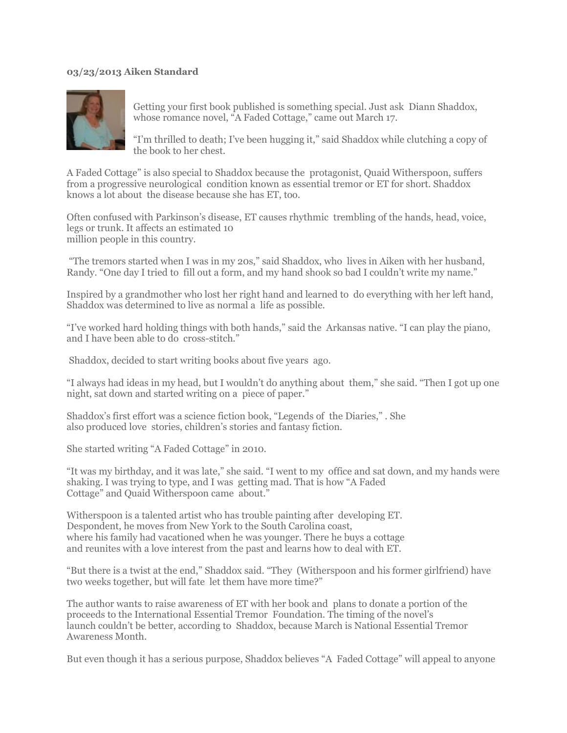**03/23/2013 Aiken Standard**

Getting your first book published is something special. Just ask Diann Shaddox, whose romance novel, "A Faded Cottage," came out March 17.

"I'm thrilled to death; I've been hugging it," said Shaddox while clutching a copy of the book to her chest.

A Faded Cottage" is also special to Shaddox because the protagonist, Quaid Witherspoon, suffers from a progressive neurological condition known as essential tremor or ET for short. Shaddox knows a lot about the disease because she has ET, too.

Often confused with Parkinson's disease, ET causes rhythmic trembling of the hands, head, voice, legs or trunk. It affects an estimated 10 million people in this country.

"The tremors started when I was in my 20s," said Shaddox, who lives in Aiken with her husband, Randy. "One day I tried to fill out a form, and my hand shook so bad I couldn't write my name."

Inspired by a grandmother who lost her right hand and learned to do everything with her left hand, Shaddox was determined to live as normal a life as possible.

"I've worked hard holding things with both hands," said the Arkansas native. "I can play the piano, and I have been able to do cross-stitch."

Shaddox, decided to start writing books about five years ago.

"I always had ideas in my head, but I wouldn't do anything about them," she said. "Then I got up one night, sat down and started writing on a piece of paper."

Shaddox's first effort was a science fiction book, "Legends of the Diaries," . She also produced love stories, children's stories and fantasy fiction.

She started writing "A Faded Cottage" in 2010.

"It was my birthday, and it was late," she said. "I went to my office and sat down, and my hands were shaking. I was trying to type, and I was getting mad. That is how "A Faded Cottage" and Quaid Witherspoon came about."

Witherspoon is a talented artist who has trouble painting after developing ET. Despondent, he moves from New York to the South Carolina coast, where his family had vacationed when he was younger. There he buys a cottage and reunites with a love interest from the past and learns how to deal with ET.

"But there is a twist at the end," Shaddox said. "They (Witherspoon and his former girlfriend) have two weeks together, but will fate let them have more time?"

The author wants to raise awareness of ET with her book and plans to donate a portion of the proceeds to the International Essential Tremor Foundation. The timing of the novel's launch couldn't be better, according to Shaddox, because March is National Essential Tremor Awareness Month.

But even though it has a serious purpose, Shaddox believes "A Faded Cottage" will appeal to anyone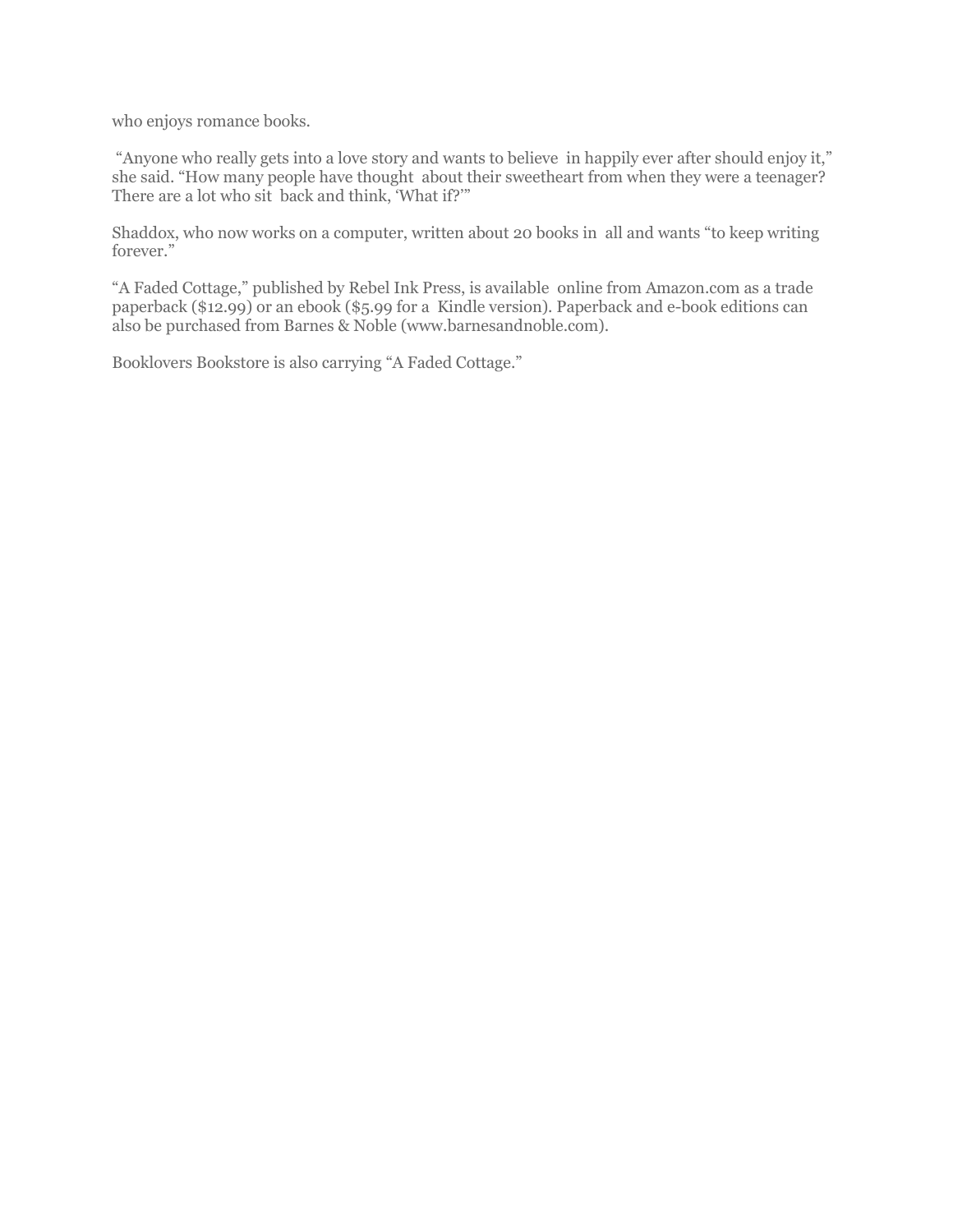who enjoys romance books.

"Anyone who really gets into a love story and wants to believe in happily ever after should enjoy it," she said. "How many people have thought about their sweetheart from when they were a teenager? There are a lot who sit back and think, 'What if?'"

Shaddox, who now works on a computer, written about 20 books in all and wants "to keep writing forever."

"A Faded Cottage," published by Rebel Ink Press, is available online from Amazon.com as a trade paperback ($12.99) or an ebook ($5.99 for a Kindle version). Paperback and e-book editions can also be purchased from Barnes & Noble (www.barnesandnoble.com).

Booklovers Bookstore is also carrying "A Faded Cottage."